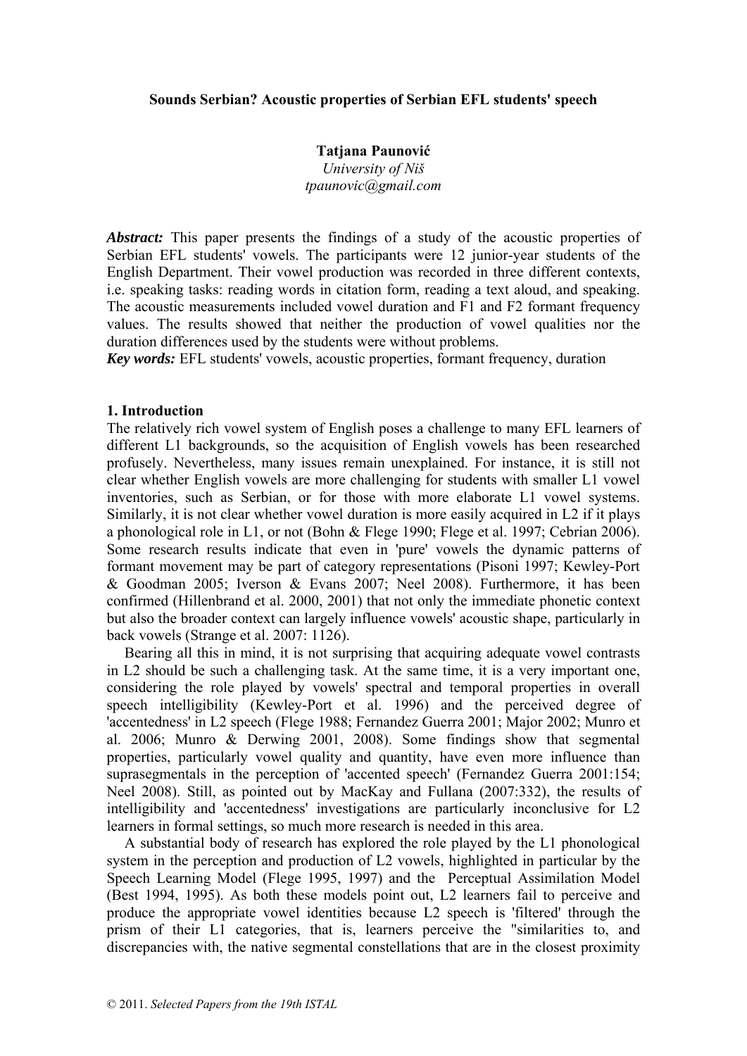# Sounds Serbian? Acoustic properties of Serbian EFL students' speech

**Tatjana Paunović**
*University of Niš*
*tpaunovic@gmail.com*

***Abstract:*** This paper presents the findings of a study of the acoustic properties of Serbian EFL students' vowels. The participants were 12 junior-year students of the English Department. Their vowel production was recorded in three different contexts, i.e. speaking tasks: reading words in citation form, reading a text aloud, and speaking. The acoustic measurements included vowel duration and F1 and F2 formant frequency values. The results showed that neither the production of vowel qualities nor the duration differences used by the students were without problems.

***Key words:*** EFL students' vowels, acoustic properties, formant frequency, duration

## 1. Introduction

The relatively rich vowel system of English poses a challenge to many EFL learners of different L1 backgrounds, so the acquisition of English vowels has been researched profusely. Nevertheless, many issues remain unexplained. For instance, it is still not clear whether English vowels are more challenging for students with smaller L1 vowel inventories, such as Serbian, or for those with more elaborate L1 vowel systems. Similarly, it is not clear whether vowel duration is more easily acquired in L2 if it plays a phonological role in L1, or not (Bohn & Flege 1990; Flege et al. 1997; Cebrian 2006). Some research results indicate that even in 'pure' vowels the dynamic patterns of formant movement may be part of category representations (Pisoni 1997; Kewley-Port & Goodman 2005; Iverson & Evans 2007; Neel 2008). Furthermore, it has been confirmed (Hillenbrand et al. 2000, 2001) that not only the immediate phonetic context but also the broader context can largely influence vowels' acoustic shape, particularly in back vowels (Strange et al. 2007: 1126).

Bearing all this in mind, it is not surprising that acquiring adequate vowel contrasts in L2 should be such a challenging task. At the same time, it is a very important one, considering the role played by vowels' spectral and temporal properties in overall speech intelligibility (Kewley-Port et al. 1996) and the perceived degree of 'accentedness' in L2 speech (Flege 1988; Fernandez Guerra 2001; Major 2002; Munro et al. 2006; Munro & Derwing 2001, 2008). Some findings show that segmental properties, particularly vowel quality and quantity, have even more influence than suprasegmentals in the perception of 'accented speech' (Fernandez Guerra 2001:154; Neel 2008). Still, as pointed out by MacKay and Fullana (2007:332), the results of intelligibility and 'accentedness' investigations are particularly inconclusive for L2 learners in formal settings, so much more research is needed in this area.

A substantial body of research has explored the role played by the L1 phonological system in the perception and production of L2 vowels, highlighted in particular by the Speech Learning Model (Flege 1995, 1997) and the Perceptual Assimilation Model (Best 1994, 1995). As both these models point out, L2 learners fail to perceive and produce the appropriate vowel identities because L2 speech is 'filtered' through the prism of their L1 categories, that is, learners perceive the "similarities to, and discrepancies with, the native segmental constellations that are in the closest proximity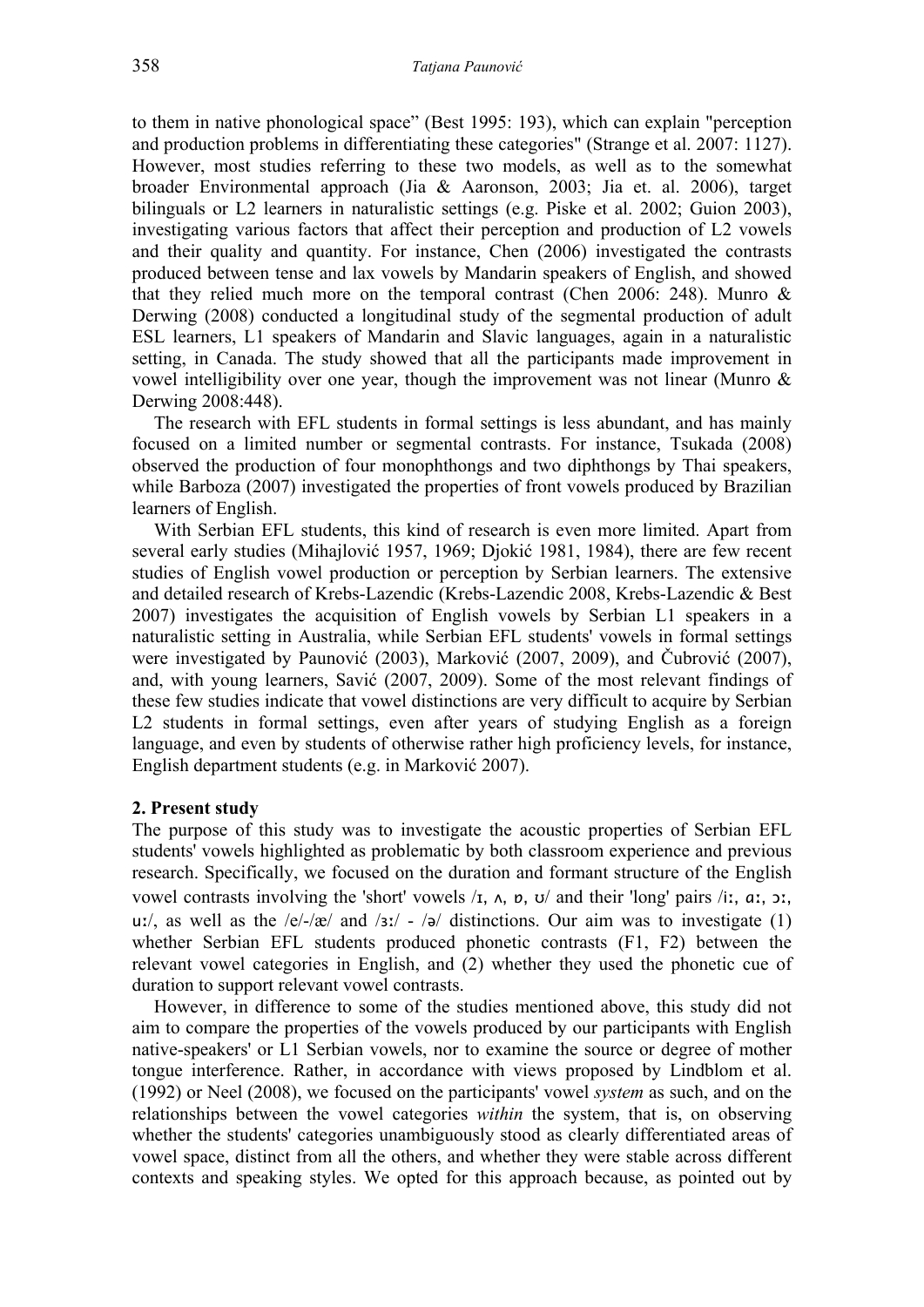to them in native phonological space" (Best 1995: 193), which can explain "perception and production problems in differentiating these categories" (Strange et al. 2007: 1127). However, most studies referring to these two models, as well as to the somewhat broader Environmental approach (Jia & Aaronson, 2003; Jia et. al. 2006), target bilinguals or L2 learners in naturalistic settings (e.g. Piske et al. 2002; Guion 2003), investigating various factors that affect their perception and production of L2 vowels and their quality and quantity. For instance, Chen (2006) investigated the contrasts produced between tense and lax vowels by Mandarin speakers of English, and showed that they relied much more on the temporal contrast (Chen 2006: 248). Munro & Derwing (2008) conducted a longitudinal study of the segmental production of adult ESL learners, L1 speakers of Mandarin and Slavic languages, again in a naturalistic setting, in Canada. The study showed that all the participants made improvement in vowel intelligibility over one year, though the improvement was not linear (Munro & Derwing 2008:448).

The research with EFL students in formal settings is less abundant, and has mainly focused on a limited number or segmental contrasts. For instance, Tsukada (2008) observed the production of four monophthongs and two diphthongs by Thai speakers, while Barboza (2007) investigated the properties of front vowels produced by Brazilian learners of English.

With Serbian EFL students, this kind of research is even more limited. Apart from several early studies (Mihajlović 1957, 1969; Djokić 1981, 1984), there are few recent studies of English vowel production or perception by Serbian learners. The extensive and detailed research of Krebs-Lazendic (Krebs-Lazendic 2008, Krebs-Lazendic & Best 2007) investigates the acquisition of English vowels by Serbian L1 speakers in a naturalistic setting in Australia, while Serbian EFL students' vowels in formal settings were investigated by Paunović (2003), Marković (2007, 2009), and Čubrović (2007), and, with young learners, Savić (2007, 2009). Some of the most relevant findings of these few studies indicate that vowel distinctions are very difficult to acquire by Serbian L2 students in formal settings, even after years of studying English as a foreign language, and even by students of otherwise rather high proficiency levels, for instance, English department students (e.g. in Marković 2007).

## 2. Present study

The purpose of this study was to investigate the acoustic properties of Serbian EFL students' vowels highlighted as problematic by both classroom experience and previous research. Specifically, we focused on the duration and formant structure of the English vowel contrasts involving the 'short' vowels /ɪ, ʌ, ɒ, ʊ/ and their 'long' pairs /iː, ɑː, ɔː, uː/, as well as the /e/-/æ/ and /ɜː/ - /ə/ distinctions. Our aim was to investigate (1) whether Serbian EFL students produced phonetic contrasts (F1, F2) between the relevant vowel categories in English, and (2) whether they used the phonetic cue of duration to support relevant vowel contrasts.

However, in difference to some of the studies mentioned above, this study did not aim to compare the properties of the vowels produced by our participants with English native-speakers' or L1 Serbian vowels, nor to examine the source or degree of mother tongue interference. Rather, in accordance with views proposed by Lindblom et al. (1992) or Neel (2008), we focused on the participants' vowel *system* as such, and on the relationships between the vowel categories *within* the system, that is, on observing whether the students' categories unambiguously stood as clearly differentiated areas of vowel space, distinct from all the others, and whether they were stable across different contexts and speaking styles. We opted for this approach because, as pointed out by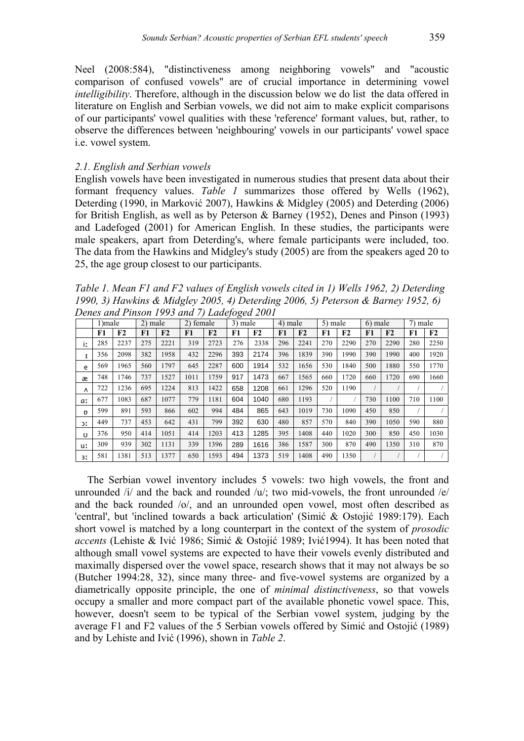Neel (2008:584), "distinctiveness among neighboring vowels" and "acoustic comparison of confused vowels" are of crucial importance in determining vowel *intelligibility*. Therefore, although in the discussion below we do list the data offered in literature on English and Serbian vowels, we did not aim to make explicit comparisons of our participants' vowel qualities with these 'reference' formant values, but, rather, to observe the differences between 'neighbouring' vowels in our participants' vowel space i.e. vowel system.

### *2.1. English and Serbian vowels*

English vowels have been investigated in numerous studies that present data about their formant frequency values. *Table 1* summarizes those offered by Wells (1962), Deterding (1990, in Marković 2007), Hawkins & Midgley (2005) and Deterding (2006) for British English, as well as by Peterson & Barney (1952), Denes and Pinson (1993) and Ladefoged (2001) for American English. In these studies, the participants were male speakers, apart from Deterding's, where female participants were included, too. The data from the Hawkins and Midgley's study (2005) are from the speakers aged 20 to 25, the age group closest to our participants.

*Table 1. Mean F1 and F2 values of English vowels cited in 1) Wells 1962, 2) Deterding 1990, 3) Hawkins & Midgley 2005, 4) Deterding 2006, 5) Peterson & Barney 1952, 6) Denes and Pinson 1993 and 7) Ladefoged 2001*

| | 1)male | | 2) male | | 2) female | | 3) male | | 4) male | | 5) male | | 6) male | | 7) male | |
|---|---|---|---|---|---|---|---|---|---|---|---|---|---|---|---|---|
| | **F1** | **F2** | **F1** | **F2** | **F1** | **F2** | **F1** | **F2** | **F1** | **F2** | **F1** | **F2** | **F1** | **F2** | **F1** | **F2** |
| iː | 285 | 2237 | 275 | 2221 | 319 | 2723 | 276 | 2338 | 296 | 2241 | 270 | 2290 | 270 | 2290 | 280 | 2250 |
| ɪ | 356 | 2098 | 382 | 1958 | 432 | 2296 | 393 | 2174 | 396 | 1839 | 390 | 1990 | 390 | 1990 | 400 | 1920 |
| e | 569 | 1965 | 560 | 1797 | 645 | 2287 | 600 | 1914 | 532 | 1656 | 530 | 1840 | 500 | 1880 | 550 | 1770 |
| æ | 748 | 1746 | 737 | 1527 | 1011 | 1759 | 917 | 1473 | 667 | 1565 | 660 | 1720 | 660 | 1720 | 690 | 1660 |
| ʌ | 722 | 1236 | 695 | 1224 | 813 | 1422 | 658 | 1208 | 661 | 1296 | 520 | 1190 | / | / | / | / |
| ɑː | 677 | 1083 | 687 | 1077 | 779 | 1181 | 604 | 1040 | 680 | 1193 | / | / | 730 | 1100 | 710 | 1100 |
| ɒ | 599 | 891 | 593 | 866 | 602 | 994 | 484 | 865 | 643 | 1019 | 730 | 1090 | 450 | 850 | / | / |
| ɔː | 449 | 737 | 453 | 642 | 431 | 799 | 392 | 630 | 480 | 857 | 570 | 840 | 390 | 1050 | 590 | 880 |
| ʊ | 376 | 950 | 414 | 1051 | 414 | 1203 | 413 | 1285 | 395 | 1408 | 440 | 1020 | 300 | 850 | 450 | 1030 |
| uː | 309 | 939 | 302 | 1131 | 339 | 1396 | 289 | 1616 | 386 | 1587 | 300 | 870 | 490 | 1350 | 310 | 870 |
| ɜː | 581 | 1381 | 513 | 1377 | 650 | 1593 | 494 | 1373 | 519 | 1408 | 490 | 1350 | / | / | / | / |

The Serbian vowel inventory includes 5 vowels: two high vowels, the front and unrounded /i/ and the back and rounded /u/; two mid-vowels, the front unrounded /e/ and the back rounded /o/, and an unrounded open vowel, most often described as 'central', but 'inclined towards a back articulation' (Simić & Ostojić 1989:179). Each short vowel is matched by a long counterpart in the context of the system of *prosodic accents* (Lehiste & Ivić 1986; Simić & Ostojić 1989; Ivić1994). It has been noted that although small vowel systems are expected to have their vowels evenly distributed and maximally dispersed over the vowel space, research shows that it may not always be so (Butcher 1994:28, 32), since many three- and five-vowel systems are organized by a diametrically opposite principle, the one of *minimal distinctiveness*, so that vowels occupy a smaller and more compact part of the available phonetic vowel space. This, however, doesn't seem to be typical of the Serbian vowel system, judging by the average F1 and F2 values of the 5 Serbian vowels offered by Simić and Ostojić (1989) and by Lehiste and Ivić (1996), shown in *Table 2*.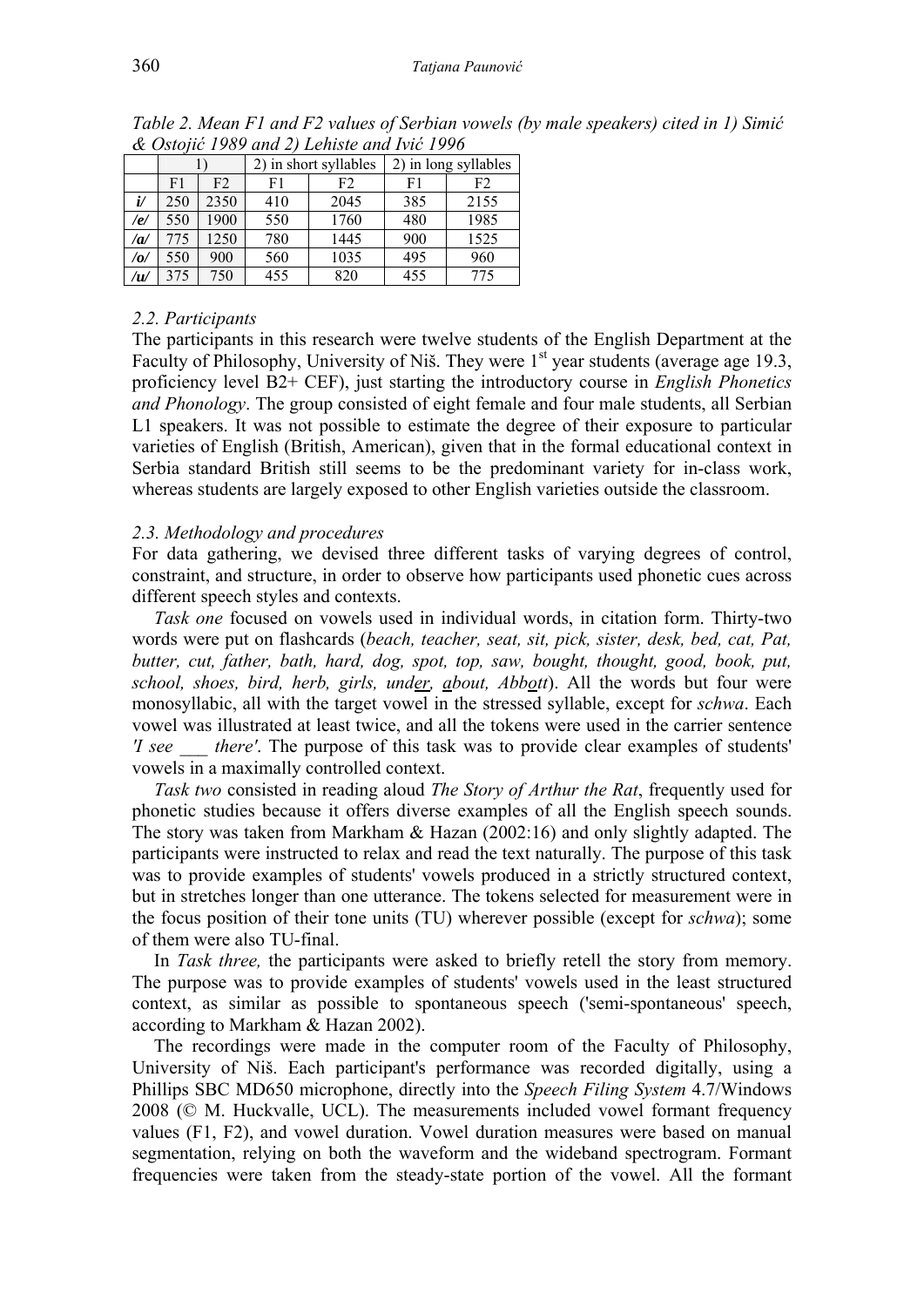*Table 2. Mean F1 and F2 values of Serbian vowels (by male speakers) cited in 1) Simić & Ostojić 1989 and 2) Lehiste and Ivić 1996*

| | 1) | | 2) in short syllables | | 2) in long syllables | |
|---|---|---|---|---|---|---|
| | F1 | F2 | F1 | F2 | F1 | F2 |
| **i/** | 250 | 2350 | 410 | 2045 | 385 | 2155 |
| **/e/** | 550 | 1900 | 550 | 1760 | 480 | 1985 |
| **/a/** | 775 | 1250 | 780 | 1445 | 900 | 1525 |
| **/o/** | 550 | 900 | 560 | 1035 | 495 | 960 |
| **/u/** | 375 | 750 | 455 | 820 | 455 | 775 |

### *2.2. Participants*

The participants in this research were twelve students of the English Department at the Faculty of Philosophy, University of Niš. They were 1st year students (average age 19.3, proficiency level B2+ CEF), just starting the introductory course in *English Phonetics and Phonology*. The group consisted of eight female and four male students, all Serbian L1 speakers. It was not possible to estimate the degree of their exposure to particular varieties of English (British, American), given that in the formal educational context in Serbia standard British still seems to be the predominant variety for in-class work, whereas students are largely exposed to other English varieties outside the classroom.

### *2.3. Methodology and procedures*

For data gathering, we devised three different tasks of varying degrees of control, constraint, and structure, in order to observe how participants used phonetic cues across different speech styles and contexts.

*Task one* focused on vowels used in individual words, in citation form. Thirty-two words were put on flashcards (*beach, teacher, seat, sit, pick, sister, desk, bed, cat, Pat, butter, cut, father, bath, hard, dog, spot, top, saw, bought, thought, good, book, put, school, shoes, bird, herb, girls, und<u>er</u>, <u>a</u>bout, Abb<u>o</u>tt*). All the words but four were monosyllabic, all with the target vowel in the stressed syllable, except for *schwa*. Each vowel was illustrated at least twice, and all the tokens were used in the carrier sentence *'I see ___ there'*. The purpose of this task was to provide clear examples of students' vowels in a maximally controlled context.

*Task two* consisted in reading aloud *The Story of Arthur the Rat*, frequently used for phonetic studies because it offers diverse examples of all the English speech sounds. The story was taken from Markham & Hazan (2002:16) and only slightly adapted. The participants were instructed to relax and read the text naturally. The purpose of this task was to provide examples of students' vowels produced in a strictly structured context, but in stretches longer than one utterance. The tokens selected for measurement were in the focus position of their tone units (TU) wherever possible (except for *schwa*); some of them were also TU-final.

In *Task three,* the participants were asked to briefly retell the story from memory. The purpose was to provide examples of students' vowels used in the least structured context, as similar as possible to spontaneous speech ('semi-spontaneous' speech, according to Markham & Hazan 2002).

The recordings were made in the computer room of the Faculty of Philosophy, University of Niš. Each participant's performance was recorded digitally, using a Phillips SBC MD650 microphone, directly into the *Speech Filing System* 4.7/Windows 2008 (© M. Huckvalle, UCL). The measurements included vowel formant frequency values (F1, F2), and vowel duration. Vowel duration measures were based on manual segmentation, relying on both the waveform and the wideband spectrogram. Formant frequencies were taken from the steady-state portion of the vowel. All the formant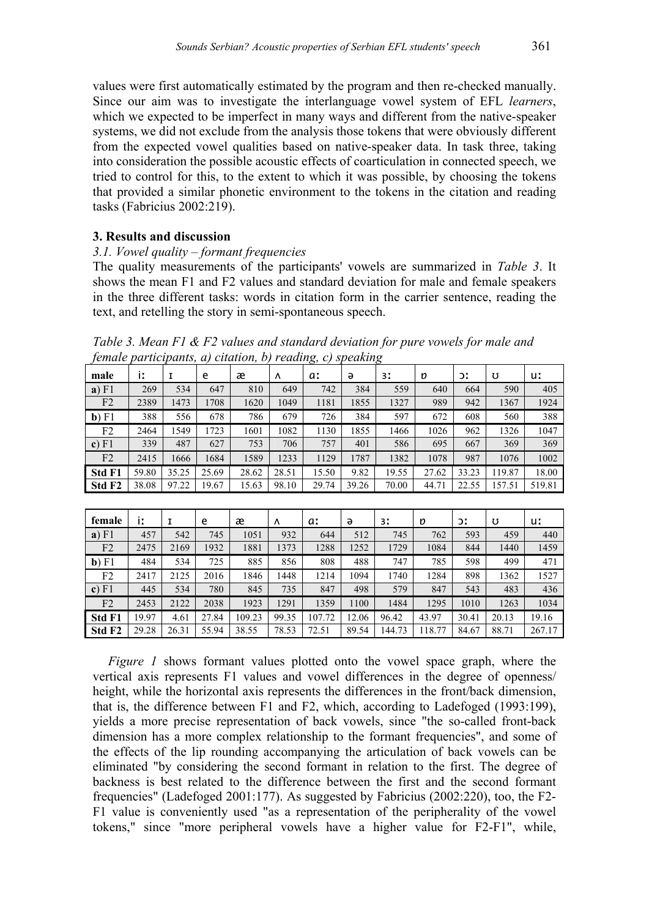values were first automatically estimated by the program and then re-checked manually. Since our aim was to investigate the interlanguage vowel system of EFL *learners*, which we expected to be imperfect in many ways and different from the native-speaker systems, we did not exclude from the analysis those tokens that were obviously different from the expected vowel qualities based on native-speaker data. In task three, taking into consideration the possible acoustic effects of coarticulation in connected speech, we tried to control for this, to the extent to which it was possible, by choosing the tokens that provided a similar phonetic environment to the tokens in the citation and reading tasks (Fabricius 2002:219).

### 3. Results and discussion

#### *3.1. Vowel quality – formant frequencies*

The quality measurements of the participants' vowels are summarized in *Table 3*. It shows the mean F1 and F2 values and standard deviation for male and female speakers in the three different tasks: words in citation form in the carrier sentence, reading the text, and retelling the story in semi-spontaneous speech.

*Table 3. Mean F1 & F2 values and standard deviation for pure vowels for male and female participants, a) citation, b) reading, c) speaking*

| male | iː | ɪ | e | æ | ʌ | ɑː | ə | ɜː | ɒ | ɔː | ʊ | uː |
|---|---|---|---|---|---|---|---|---|---|---|---|---|
| **a**) F1 | 269 | 534 | 647 | 810 | 649 | 742 | 384 | 559 | 640 | 664 | 590 | 405 |
| F2 | 2389 | 1473 | 1708 | 1620 | 1049 | 1181 | 1855 | 1327 | 989 | 942 | 1367 | 1924 |
| **b**) F1 | 388 | 556 | 678 | 786 | 679 | 726 | 384 | 597 | 672 | 608 | 560 | 388 |
| F2 | 2464 | 1549 | 1723 | 1601 | 1082 | 1130 | 1855 | 1466 | 1026 | 962 | 1326 | 1047 |
| **c**) F1 | 339 | 487 | 627 | 753 | 706 | 757 | 401 | 586 | 695 | 667 | 369 | 369 |
| F2 | 2415 | 1666 | 1684 | 1589 | 1233 | 1129 | 1787 | 1382 | 1078 | 987 | 1076 | 1002 |
| **Std F1** | 59.80 | 35.25 | 25.69 | 28.62 | 28.51 | 15.50 | 9.82 | 19.55 | 27.62 | 33.23 | 119.87 | 18.00 |
| **Std F2** | 38.08 | 97.22 | 19.67 | 15.63 | 98.10 | 29.74 | 39.26 | 70.00 | 44.71 | 22.55 | 157.51 | 519.81 |

| female | iː | ɪ | e | æ | ʌ | ɑː | ə | ɜː | ɒ | ɔː | ʊ | uː |
|---|---|---|---|---|---|---|---|---|---|---|---|---|
| **a**) F1 | 457 | 542 | 745 | 1051 | 932 | 644 | 512 | 745 | 762 | 593 | 459 | 440 |
| F2 | 2475 | 2169 | 1932 | 1881 | 1373 | 1288 | 1252 | 1729 | 1084 | 844 | 1440 | 1459 |
| **b**) F1 | 484 | 534 | 725 | 885 | 856 | 808 | 488 | 747 | 785 | 598 | 499 | 471 |
| F2 | 2417 | 2125 | 2016 | 1846 | 1448 | 1214 | 1094 | 1740 | 1284 | 898 | 1362 | 1527 |
| **c**) F1 | 445 | 534 | 780 | 845 | 735 | 847 | 498 | 579 | 847 | 543 | 483 | 436 |
| F2 | 2453 | 2122 | 2038 | 1923 | 1291 | 1359 | 1100 | 1484 | 1295 | 1010 | 1263 | 1034 |
| **Std F1** | 19.97 | 4.61 | 27.84 | 109.23 | 99.35 | 107.72 | 12.06 | 96.42 | 43.97 | 30.41 | 20.13 | 19.16 |
| **Std F2** | 29.28 | 26.31 | 55.94 | 38.55 | 78.53 | 72.51 | 89.54 | 144.73 | 118.77 | 84.67 | 88.71 | 267.17 |

*Figure 1* shows formant values plotted onto the vowel space graph, where the vertical axis represents F1 values and vowel differences in the degree of openness/ height, while the horizontal axis represents the differences in the front/back dimension, that is, the difference between F1 and F2, which, according to Ladefoged (1993:199), yields a more precise representation of back vowels, since "the so-called front-back dimension has a more complex relationship to the formant frequencies", and some of the effects of the lip rounding accompanying the articulation of back vowels can be eliminated "by considering the second formant in relation to the first. The degree of backness is best related to the difference between the first and the second formant frequencies" (Ladefoged 2001:177). As suggested by Fabricius (2002:220), too, the F2-F1 value is conveniently used "as a representation of the peripherality of the vowel tokens," since "more peripheral vowels have a higher value for F2-F1", while,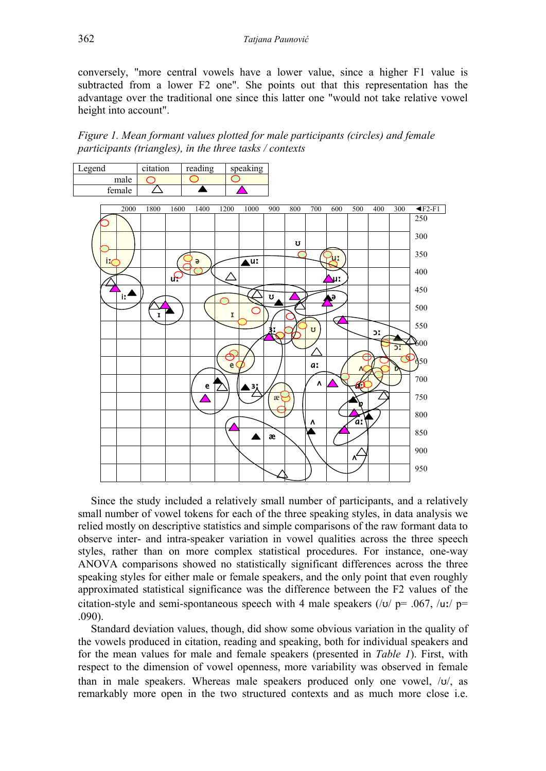conversely, "more central vowels have a lower value, since a higher F1 value is subtracted from a lower F2 one". She points out that this representation has the advantage over the traditional one since this latter one "would not take relative vowel height into account".

*Figure 1. Mean formant values plotted for male participants (circles) and female participants (triangles), in the three tasks / contexts*

| Legend | citation | reading | speaking |
|---|---|---|---|
| male | ○ | ○ | ○ |
| female | △ | ▲ | ▲ |

Since the study included a relatively small number of participants, and a relatively small number of vowel tokens for each of the three speaking styles, in data analysis we relied mostly on descriptive statistics and simple comparisons of the raw formant data to observe inter- and intra-speaker variation in vowel qualities across the three speech styles, rather than on more complex statistical procedures. For instance, one-way ANOVA comparisons showed no statistically significant differences across the three speaking styles for either male or female speakers, and the only point that even roughly approximated statistical significance was the difference between the F2 values of the citation-style and semi-spontaneous speech with 4 male speakers (/ʊ/ p= .067, /uː/ p= .090).

Standard deviation values, though, did show some obvious variation in the quality of the vowels produced in citation, reading and speaking, both for individual speakers and for the mean values for male and female speakers (presented in *Table 1*). First, with respect to the dimension of vowel openness, more variability was observed in female than in male speakers. Whereas male speakers produced only one vowel, /ʊ/, as remarkably more open in the two structured contexts and as much more close i.e.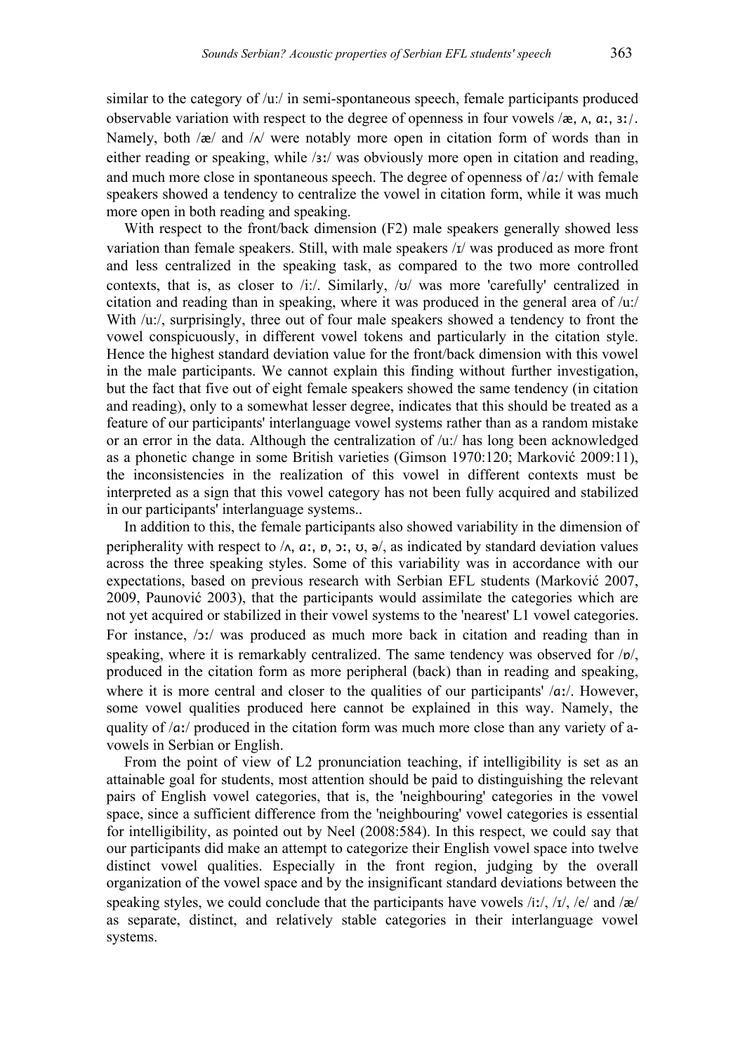similar to the category of /u:/ in semi-spontaneous speech, female participants produced observable variation with respect to the degree of openness in four vowels /æ, ʌ, ɑː, ɜː/. Namely, both /æ/ and /ʌ/ were notably more open in citation form of words than in either reading or speaking, while /ɜː/ was obviously more open in citation and reading, and much more close in spontaneous speech. The degree of openness of /ɑː/ with female speakers showed a tendency to centralize the vowel in citation form, while it was much more open in both reading and speaking.

With respect to the front/back dimension (F2) male speakers generally showed less variation than female speakers. Still, with male speakers /ɪ/ was produced as more front and less centralized in the speaking task, as compared to the two more controlled contexts, that is, as closer to /i:/. Similarly, /ʊ/ was more 'carefully' centralized in citation and reading than in speaking, where it was produced in the general area of /u:/ With /u:/, surprisingly, three out of four male speakers showed a tendency to front the vowel conspicuously, in different vowel tokens and particularly in the citation style. Hence the highest standard deviation value for the front/back dimension with this vowel in the male participants. We cannot explain this finding without further investigation, but the fact that five out of eight female speakers showed the same tendency (in citation and reading), only to a somewhat lesser degree, indicates that this should be treated as a feature of our participants' interlanguage vowel systems rather than as a random mistake or an error in the data. Although the centralization of /u:/ has long been acknowledged as a phonetic change in some British varieties (Gimson 1970:120; Marković 2009:11), the inconsistencies in the realization of this vowel in different contexts must be interpreted as a sign that this vowel category has not been fully acquired and stabilized in our participants' interlanguage systems..

In addition to this, the female participants also showed variability in the dimension of peripherality with respect to /ʌ, ɑː, ɒ, ɔː, ʊ, ə/, as indicated by standard deviation values across the three speaking styles. Some of this variability was in accordance with our expectations, based on previous research with Serbian EFL students (Marković 2007, 2009, Paunović 2003), that the participants would assimilate the categories which are not yet acquired or stabilized in their vowel systems to the 'nearest' L1 vowel categories. For instance, /ɔː/ was produced as much more back in citation and reading than in speaking, where it is remarkably centralized. The same tendency was observed for /ɒ/, produced in the citation form as more peripheral (back) than in reading and speaking, where it is more central and closer to the qualities of our participants' /ɑː/. However, some vowel qualities produced here cannot be explained in this way. Namely, the quality of /ɑː/ produced in the citation form was much more close than any variety of a-vowels in Serbian or English.

From the point of view of L2 pronunciation teaching, if intelligibility is set as an attainable goal for students, most attention should be paid to distinguishing the relevant pairs of English vowel categories, that is, the 'neighbouring' categories in the vowel space, since a sufficient difference from the 'neighbouring' vowel categories is essential for intelligibility, as pointed out by Neel (2008:584). In this respect, we could say that our participants did make an attempt to categorize their English vowel space into twelve distinct vowel qualities. Especially in the front region, judging by the overall organization of the vowel space and by the insignificant standard deviations between the speaking styles, we could conclude that the participants have vowels /i:/, /ɪ/, /e/ and /æ/ as separate, distinct, and relatively stable categories in their interlanguage vowel systems.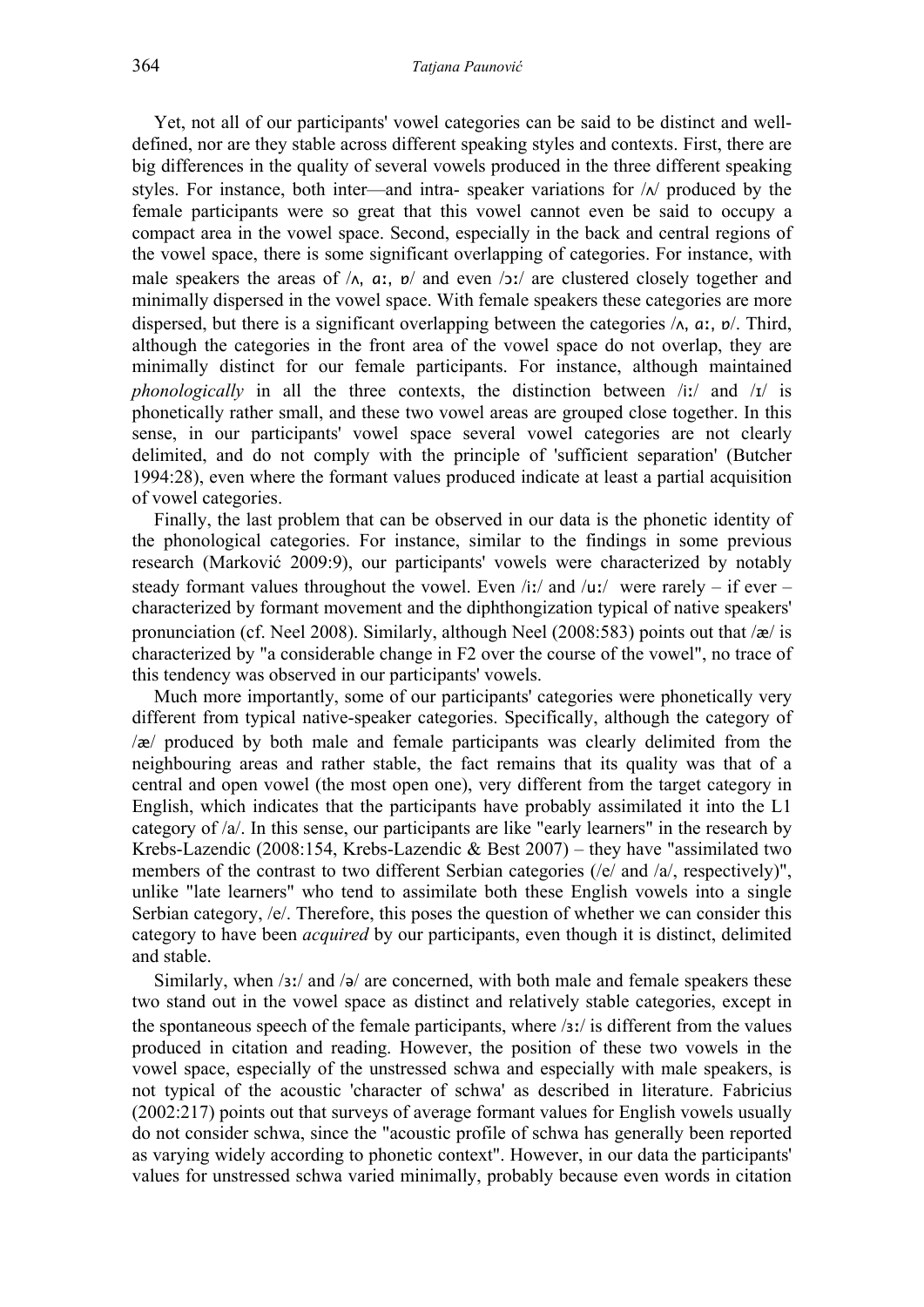Yet, not all of our participants' vowel categories can be said to be distinct and well-defined, nor are they stable across different speaking styles and contexts. First, there are big differences in the quality of several vowels produced in the three different speaking styles. For instance, both inter—and intra- speaker variations for /ʌ/ produced by the female participants were so great that this vowel cannot even be said to occupy a compact area in the vowel space. Second, especially in the back and central regions of the vowel space, there is some significant overlapping of categories. For instance, with male speakers the areas of /ʌ, ɑː, ɒ/ and even /ɔː/ are clustered closely together and minimally dispersed in the vowel space. With female speakers these categories are more dispersed, but there is a significant overlapping between the categories /ʌ, ɑː, ɒ/. Third, although the categories in the front area of the vowel space do not overlap, they are minimally distinct for our female participants. For instance, although maintained *phonologically* in all the three contexts, the distinction between /iː/ and /ɪ/ is phonetically rather small, and these two vowel areas are grouped close together. In this sense, in our participants' vowel space several vowel categories are not clearly delimited, and do not comply with the principle of 'sufficient separation' (Butcher 1994:28), even where the formant values produced indicate at least a partial acquisition of vowel categories.

Finally, the last problem that can be observed in our data is the phonetic identity of the phonological categories. For instance, similar to the findings in some previous research (Marković 2009:9), our participants' vowels were characterized by notably steady formant values throughout the vowel. Even /iː/ and /uː/ were rarely – if ever – characterized by formant movement and the diphthongization typical of native speakers' pronunciation (cf. Neel 2008). Similarly, although Neel (2008:583) points out that /æ/ is characterized by "a considerable change in F2 over the course of the vowel", no trace of this tendency was observed in our participants' vowels.

Much more importantly, some of our participants' categories were phonetically very different from typical native-speaker categories. Specifically, although the category of /æ/ produced by both male and female participants was clearly delimited from the neighbouring areas and rather stable, the fact remains that its quality was that of a central and open vowel (the most open one), very different from the target category in English, which indicates that the participants have probably assimilated it into the L1 category of /a/. In this sense, our participants are like "early learners" in the research by Krebs-Lazendic (2008:154, Krebs-Lazendic & Best 2007) – they have "assimilated two members of the contrast to two different Serbian categories (/e/ and /a/, respectively)", unlike "late learners" who tend to assimilate both these English vowels into a single Serbian category, /e/. Therefore, this poses the question of whether we can consider this category to have been *acquired* by our participants, even though it is distinct, delimited and stable.

Similarly, when /ɜː/ and /ə/ are concerned, with both male and female speakers these two stand out in the vowel space as distinct and relatively stable categories, except in the spontaneous speech of the female participants, where /ɜː/ is different from the values produced in citation and reading. However, the position of these two vowels in the vowel space, especially of the unstressed schwa and especially with male speakers, is not typical of the acoustic 'character of schwa' as described in literature. Fabricius (2002:217) points out that surveys of average formant values for English vowels usually do not consider schwa, since the "acoustic profile of schwa has generally been reported as varying widely according to phonetic context". However, in our data the participants' values for unstressed schwa varied minimally, probably because even words in citation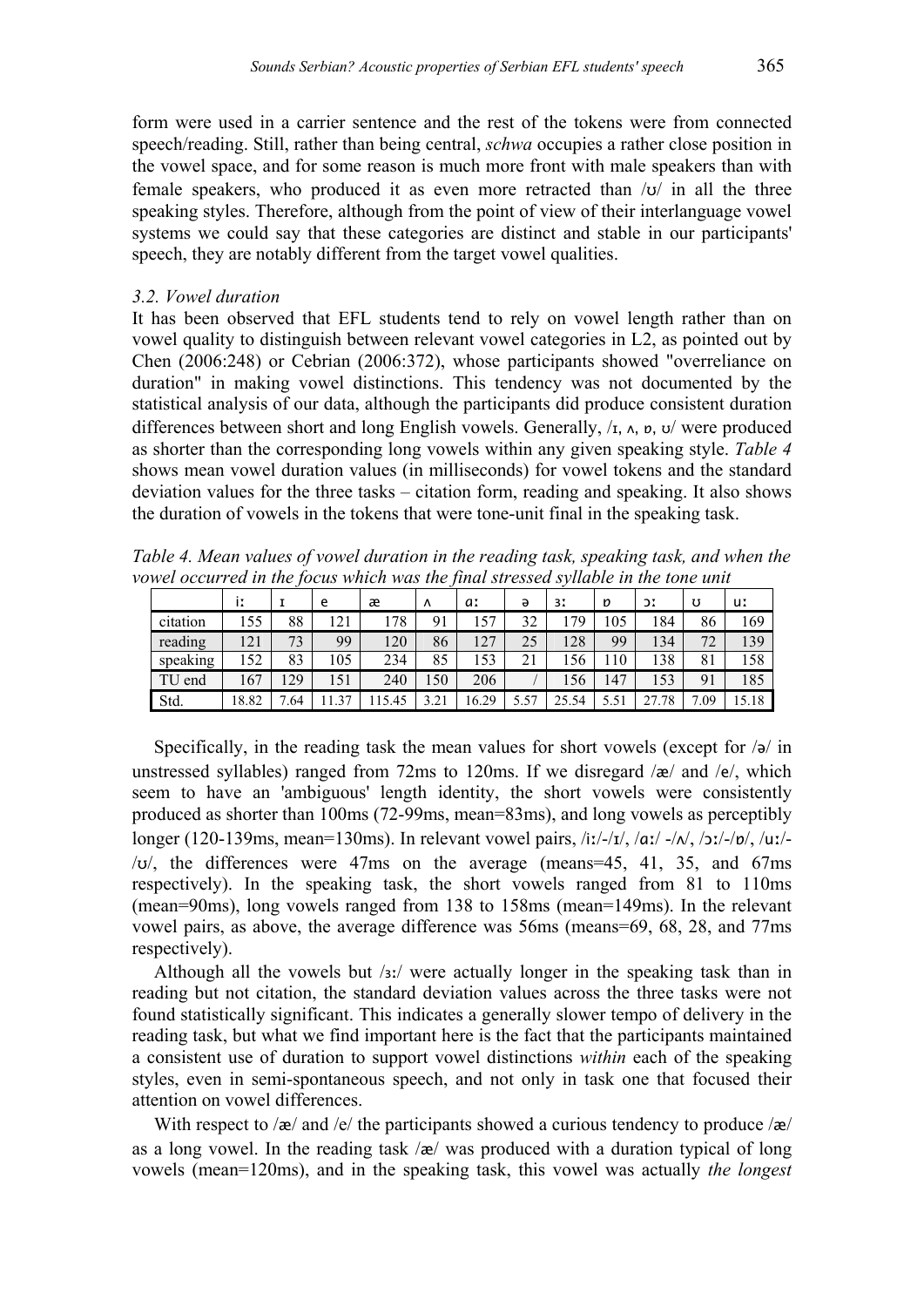form were used in a carrier sentence and the rest of the tokens were from connected speech/reading. Still, rather than being central, *schwa* occupies a rather close position in the vowel space, and for some reason is much more front with male speakers than with female speakers, who produced it as even more retracted than /ʊ/ in all the three speaking styles. Therefore, although from the point of view of their interlanguage vowel systems we could say that these categories are distinct and stable in our participants' speech, they are notably different from the target vowel qualities.

### *3.2. Vowel duration*

It has been observed that EFL students tend to rely on vowel length rather than on vowel quality to distinguish between relevant vowel categories in L2, as pointed out by Chen (2006:248) or Cebrian (2006:372), whose participants showed "overreliance on duration" in making vowel distinctions. This tendency was not documented by the statistical analysis of our data, although the participants did produce consistent duration differences between short and long English vowels. Generally, /ɪ, ʌ, ɒ, ʊ/ were produced as shorter than the corresponding long vowels within any given speaking style. *Table 4* shows mean vowel duration values (in milliseconds) for vowel tokens and the standard deviation values for the three tasks – citation form, reading and speaking. It also shows the duration of vowels in the tokens that were tone-unit final in the speaking task.

*Table 4. Mean values of vowel duration in the reading task, speaking task, and when the vowel occurred in the focus which was the final stressed syllable in the tone unit*

| | iː | ɪ | e | æ | ʌ | ɑː | ə | ɜː | ɒ | ɔː | ʊ | uː |
|---|---|---|---|---|---|---|---|---|---|---|---|---|
| citation | 155 | 88 | 121 | 178 | 91 | 157 | 32 | 179 | 105 | 184 | 86 | 169 |
| reading | 121 | 73 | 99 | 120 | 86 | 127 | 25 | 128 | 99 | 134 | 72 | 139 |
| speaking | 152 | 83 | 105 | 234 | 85 | 153 | 21 | 156 | 110 | 138 | 81 | 158 |
| TU end | 167 | 129 | 151 | 240 | 150 | 206 | / | 156 | 147 | 153 | 91 | 185 |
| Std. | 18.82 | 7.64 | 11.37 | 115.45 | 3.21 | 16.29 | 5.57 | 25.54 | 5.51 | 27.78 | 7.09 | 15.18 |

Specifically, in the reading task the mean values for short vowels (except for /ə/ in unstressed syllables) ranged from 72ms to 120ms. If we disregard /æ/ and /e/, which seem to have an 'ambiguous' length identity, the short vowels were consistently produced as shorter than 100ms (72-99ms, mean=83ms), and long vowels as perceptibly longer (120-139ms, mean=130ms). In relevant vowel pairs, /iː/-/ɪ/, /ɑː/ -/ʌ/, /ɔː/-/ɒ/, /uː/-/ʊ/, the differences were 47ms on the average (means=45, 41, 35, and 67ms respectively). In the speaking task, the short vowels ranged from 81 to 110ms (mean=90ms), long vowels ranged from 138 to 158ms (mean=149ms). In the relevant vowel pairs, as above, the average difference was 56ms (means=69, 68, 28, and 77ms respectively).

Although all the vowels but /ɜː/ were actually longer in the speaking task than in reading but not citation, the standard deviation values across the three tasks were not found statistically significant. This indicates a generally slower tempo of delivery in the reading task, but what we find important here is the fact that the participants maintained a consistent use of duration to support vowel distinctions *within* each of the speaking styles, even in semi-spontaneous speech, and not only in task one that focused their attention on vowel differences.

With respect to /æ/ and /e/ the participants showed a curious tendency to produce /æ/ as a long vowel. In the reading task /æ/ was produced with a duration typical of long vowels (mean=120ms), and in the speaking task, this vowel was actually *the longest*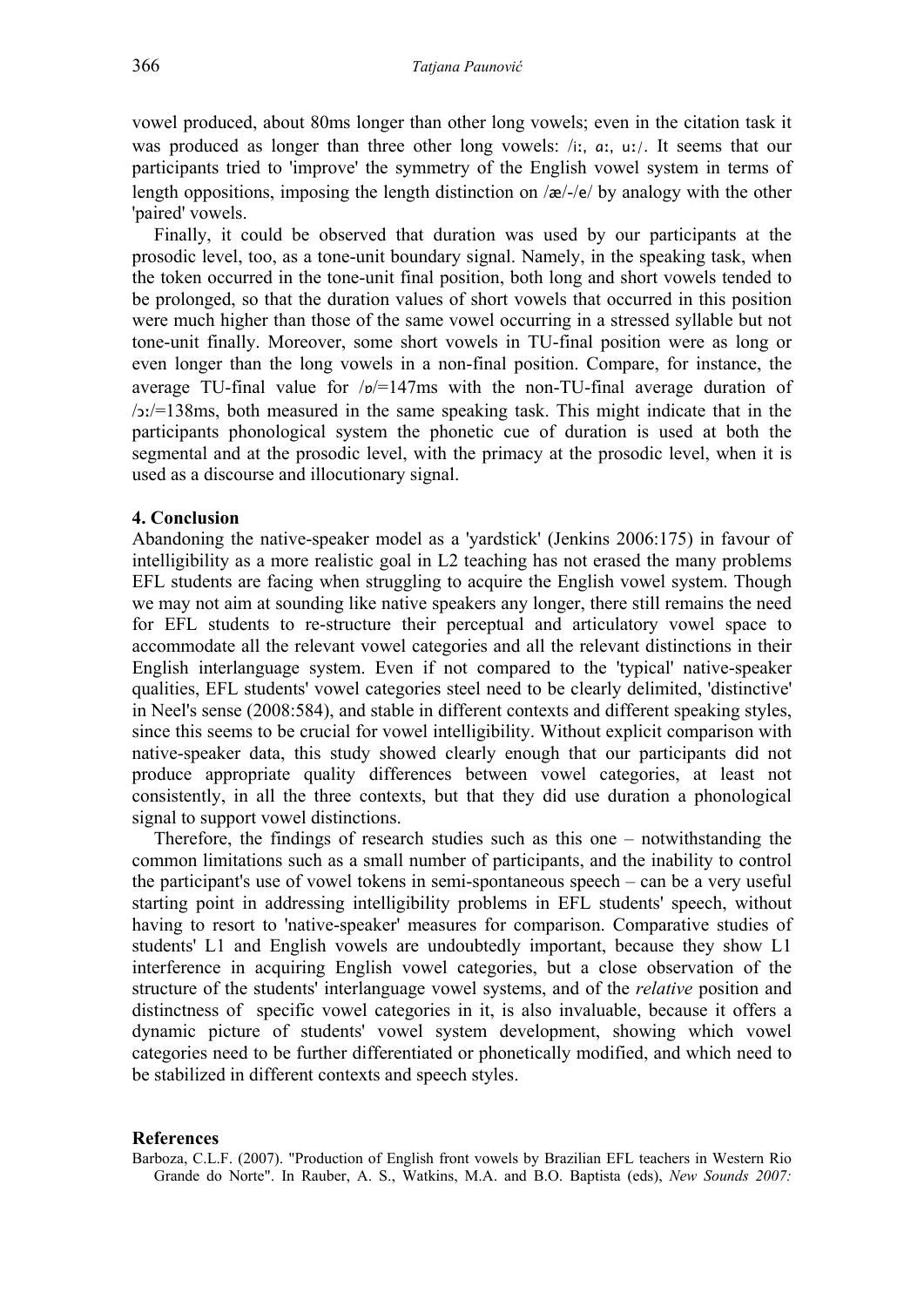vowel produced, about 80ms longer than other long vowels; even in the citation task it was produced as longer than three other long vowels: /iː, ɑː, uː/. It seems that our participants tried to 'improve' the symmetry of the English vowel system in terms of length oppositions, imposing the length distinction on /æ/-/e/ by analogy with the other 'paired' vowels.

Finally, it could be observed that duration was used by our participants at the prosodic level, too, as a tone-unit boundary signal. Namely, in the speaking task, when the token occurred in the tone-unit final position, both long and short vowels tended to be prolonged, so that the duration values of short vowels that occurred in this position were much higher than those of the same vowel occurring in a stressed syllable but not tone-unit finally. Moreover, some short vowels in TU-final position were as long or even longer than the long vowels in a non-final position. Compare, for instance, the average TU-final value for /ɒ/=147ms with the non-TU-final average duration of /ɔː/=138ms, both measured in the same speaking task. This might indicate that in the participants phonological system the phonetic cue of duration is used at both the segmental and at the prosodic level, with the primacy at the prosodic level, when it is used as a discourse and illocutionary signal.

## 4. Conclusion

Abandoning the native-speaker model as a 'yardstick' (Jenkins 2006:175) in favour of intelligibility as a more realistic goal in L2 teaching has not erased the many problems EFL students are facing when struggling to acquire the English vowel system. Though we may not aim at sounding like native speakers any longer, there still remains the need for EFL students to re-structure their perceptual and articulatory vowel space to accommodate all the relevant vowel categories and all the relevant distinctions in their English interlanguage system. Even if not compared to the 'typical' native-speaker qualities, EFL students' vowel categories steel need to be clearly delimited, 'distinctive' in Neel's sense (2008:584), and stable in different contexts and different speaking styles, since this seems to be crucial for vowel intelligibility. Without explicit comparison with native-speaker data, this study showed clearly enough that our participants did not produce appropriate quality differences between vowel categories, at least not consistently, in all the three contexts, but that they did use duration a phonological signal to support vowel distinctions.

Therefore, the findings of research studies such as this one – notwithstanding the common limitations such as a small number of participants, and the inability to control the participant's use of vowel tokens in semi-spontaneous speech – can be a very useful starting point in addressing intelligibility problems in EFL students' speech, without having to resort to 'native-speaker' measures for comparison. Comparative studies of students' L1 and English vowels are undoubtedly important, because they show L1 interference in acquiring English vowel categories, but a close observation of the structure of the students' interlanguage vowel systems, and of the *relative* position and distinctness of specific vowel categories in it, is also invaluable, because it offers a dynamic picture of students' vowel system development, showing which vowel categories need to be further differentiated or phonetically modified, and which need to be stabilized in different contexts and speech styles.

## References

Barboza, C.L.F. (2007). "Production of English front vowels by Brazilian EFL teachers in Western Rio Grande do Norte". In Rauber, A. S., Watkins, M.A. and B.O. Baptista (eds), *New Sounds 2007:*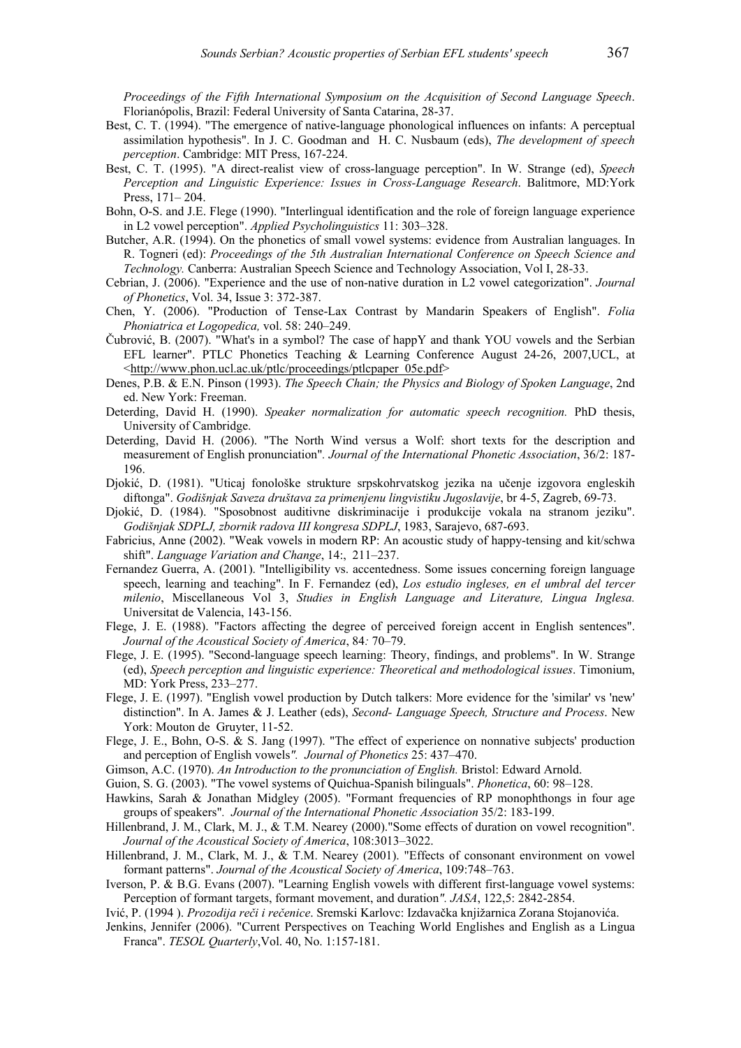*Proceedings of the Fifth International Symposium on the Acquisition of Second Language Speech*. Florianópolis, Brazil: Federal University of Santa Catarina, 28-37.

Best, C. T. (1994). "The emergence of native-language phonological influences on infants: A perceptual assimilation hypothesis". In J. C. Goodman and H. C. Nusbaum (eds), *The development of speech perception*. Cambridge: MIT Press, 167-224.

Best, C. T. (1995). "A direct-realist view of cross-language perception". In W. Strange (ed), *Speech Perception and Linguistic Experience: Issues in Cross-Language Research*. Balitmore, MD:York Press, 171– 204.

Bohn, O-S. and J.E. Flege (1990). "Interlingual identification and the role of foreign language experience in L2 vowel perception". *Applied Psycholinguistics* 11: 303–328.

Butcher, A.R. (1994). On the phonetics of small vowel systems: evidence from Australian languages. In R. Togneri (ed): *Proceedings of the 5th Australian International Conference on Speech Science and Technology.* Canberra: Australian Speech Science and Technology Association, Vol I, 28-33.

Cebrian, J. (2006). "Experience and the use of non-native duration in L2 vowel categorization". *Journal of Phonetics*, Vol. 34, Issue 3: 372-387.

Chen, Y. (2006). "Production of Tense-Lax Contrast by Mandarin Speakers of English". *Folia Phoniatrica et Logopedica,* vol. 58: 240–249.

Čubrović, B. (2007). "What's in a symbol? The case of happY and thank YOU vowels and the Serbian EFL learner". PTLC Phonetics Teaching & Learning Conference August 24-26, 2007,UCL, at <http://www.phon.ucl.ac.uk/ptlc/proceedings/ptlcpaper_05e.pdf>

Denes, P.B. & E.N. Pinson (1993). *The Speech Chain; the Physics and Biology of Spoken Language*, 2nd ed. New York: Freeman.

Deterding, David H. (1990). *Speaker normalization for automatic speech recognition.* PhD thesis, University of Cambridge.

Deterding, David H. (2006). "The North Wind versus a Wolf: short texts for the description and measurement of English pronunciation". *Journal of the International Phonetic Association*, 36/2: 187-196.

Djokić, D. (1981). "Uticaj fonološke strukture srpskohrvatskog jezika na učenje izgovora engleskih diftonga". *Godišnjak Saveza društava za primenjenu lingvistiku Jugoslavije*, br 4-5, Zagreb, 69-73.

Djokić, D. (1984). "Sposobnost auditivne diskriminacije i produkcije vokala na stranom jeziku". *Godišnjak SDPLJ, zbornik radova III kongresa SDPLJ*, 1983, Sarajevo, 687-693.

Fabricius, Anne (2002). "Weak vowels in modern RP: An acoustic study of happy-tensing and kit/schwa shift". *Language Variation and Change*, 14:, 211–237.

Fernandez Guerra, A. (2001). "Intelligibility vs. accentedness. Some issues concerning foreign language speech, learning and teaching". In F. Fernandez (ed), *Los estudio ingleses, en el umbral del tercer milenio*, Miscellaneous Vol 3, *Studies in English Language and Literature, Lingua Inglesa.* Universitat de Valencia, 143-156.

Flege, J. E. (1988). "Factors affecting the degree of perceived foreign accent in English sentences". *Journal of the Acoustical Society of America*, 84*:* 70–79.

Flege, J. E. (1995). "Second-language speech learning: Theory, findings, and problems". In W. Strange (ed), *Speech perception and linguistic experience: Theoretical and methodological issues*. Timonium, MD: York Press, 233–277.

Flege, J. E. (1997). "English vowel production by Dutch talkers: More evidence for the 'similar' vs 'new' distinction". In A. James & J. Leather (eds), *Second- Language Speech, Structure and Process*. New York: Mouton de Gruyter, 11-52.

Flege, J. E., Bohn, O-S. & S. Jang (1997). "The effect of experience on nonnative subjects' production and perception of English vowels*". Journal of Phonetics* 25: 437–470.

Gimson, A.C. (1970). *An Introduction to the pronunciation of English.* Bristol: Edward Arnold.

Guion, S. G. (2003). "The vowel systems of Quichua-Spanish bilinguals". *Phonetica*, 60: 98–128.

Hawkins, Sarah & Jonathan Midgley (2005). "Formant frequencies of RP monophthongs in four age groups of speakers"*. Journal of the International Phonetic Association* 35/2: 183-199.

Hillenbrand, J. M., Clark, M. J., & T.M. Nearey (2000)."Some effects of duration on vowel recognition". *Journal of the Acoustical Society of America*, 108:3013–3022.

Hillenbrand, J. M., Clark, M. J., & T.M. Nearey (2001). "Effects of consonant environment on vowel formant patterns". *Journal of the Acoustical Society of America*, 109:748–763.

Iverson, P. & B.G. Evans (2007). "Learning English vowels with different first-language vowel systems: Perception of formant targets, formant movement, and duration*". JASA*, 122,5: 2842-2854.

Ivić, P. (1994 ). *Prozodija reči i rečenice*. Sremski Karlovc: Izdavačka knjižarnica Zorana Stojanovića.

Jenkins, Jennifer (2006). "Current Perspectives on Teaching World Englishes and English as a Lingua Franca". *TESOL Quarterly*,Vol. 40, No. 1:157-181.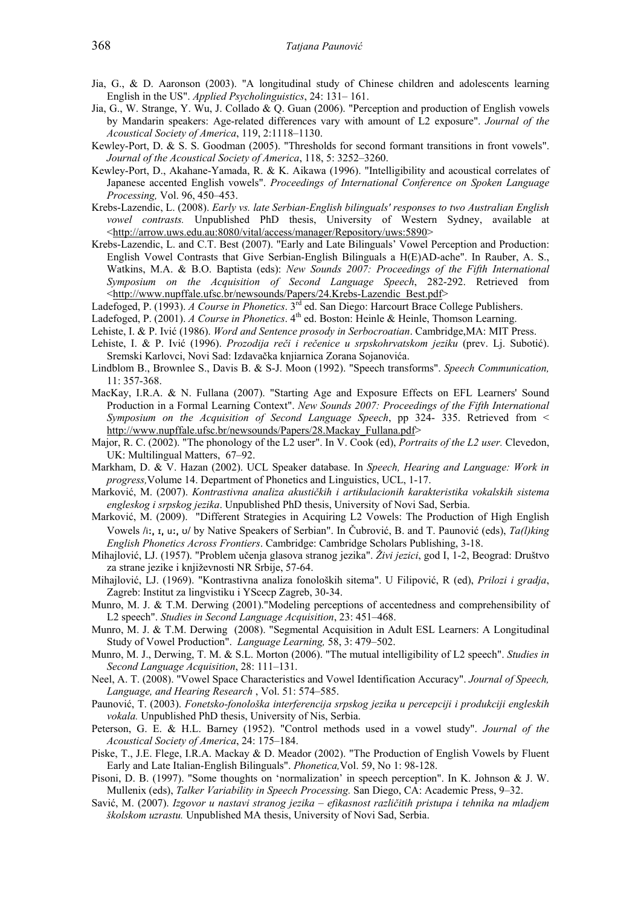Jia, G., & D. Aaronson (2003). "A longitudinal study of Chinese children and adolescents learning English in the US". *Applied Psycholinguistics*, 24: 131– 161.

Jia, G., W. Strange, Y. Wu, J. Collado & Q. Guan (2006). "Perception and production of English vowels by Mandarin speakers: Age-related differences vary with amount of L2 exposure". *Journal of the Acoustical Society of America*, 119, 2:1118–1130.

Kewley-Port, D. & S. S. Goodman (2005). "Thresholds for second formant transitions in front vowels". *Journal of the Acoustical Society of America*, 118, 5: 3252–3260.

Kewley-Port, D., Akahane-Yamada, R. & K. Aikawa (1996). "Intelligibility and acoustical correlates of Japanese accented English vowels". *Proceedings of International Conference on Spoken Language Processing,* Vol. 96, 450–453.

Krebs-Lazendic, L. (2008). *Early vs. late Serbian-English bilinguals' responses to two Australian English vowel contrasts.* Unpublished PhD thesis, University of Western Sydney, available at <http://arrow.uws.edu.au:8080/vital/access/manager/Repository/uws:5890>

Krebs-Lazendic, L. and C.T. Best (2007). "Early and Late Bilinguals' Vowel Perception and Production: English Vowel Contrasts that Give Serbian-English Bilinguals a H(E)AD-ache". In Rauber, A. S., Watkins, M.A. & B.O. Baptista (eds): *New Sounds 2007: Proceedings of the Fifth International Symposium on the Acquisition of Second Language Speech*, 282-292. Retrieved from <http://www.nupffale.ufsc.br/newsounds/Papers/24.Krebs-Lazendic_Best.pdf>

Ladefoged, P. (1993). *A Course in Phonetics*. 3rd ed. San Diego: Harcourt Brace College Publishers.

Ladefoged, P. (2001). *A Course in Phonetics*. 4th ed. Boston: Heinle & Heinle, Thomson Learning.

Lehiste, I. & P. Ivić (1986). *Word and Sentence prosody in Serbocroatian*. Cambridge,MA: MIT Press.

Lehiste, I. & P. Ivić (1996). *Prozodija reči i rečenice u srpskohrvatskom jeziku* (prev. Lj. Subotić). Sremski Karlovci, Novi Sad: Izdavačka knjiarnica Zorana Sojanovića.

Lindblom B., Brownlee S., Davis B. & S-J. Moon (1992). "Speech transforms". *Speech Communication,* 11: 357-368.

MacKay, I.R.A. & N. Fullana (2007). "Starting Age and Exposure Effects on EFL Learners' Sound Production in a Formal Learning Context". *New Sounds 2007: Proceedings of the Fifth International Symposium on the Acquisition of Second Language Speech*, pp 324- 335. Retrieved from < http://www.nupffale.ufsc.br/newsounds/Papers/28.Mackay_Fullana.pdf>

Major, R. C. (2002). "The phonology of the L2 user". In V. Cook (ed), *Portraits of the L2 user.* Clevedon, UK: Multilingual Matters, 67–92.

Markham, D. & V. Hazan (2002). UCL Speaker database. In *Speech, Hearing and Language: Work in progress,*Volume 14. Department of Phonetics and Linguistics, UCL, 1-17.

Marković, M. (2007). *Kontrastivna analiza akustičkih i artikulacionih karakteristika vokalskih sistema engleskog i srpskog jezika*. Unpublished PhD thesis, University of Novi Sad, Serbia.

Marković, M. (2009). "Different Strategies in Acquiring L2 Vowels: The Production of High English Vowels /iː, ɪ, uː, ʊ/ by Native Speakers of Serbian". In Čubrović, B. and T. Paunović (eds), *Ta(l)king English Phonetics Across Frontiers*. Cambridge: Cambridge Scholars Publishing, 3-18.

Mihajlović, LJ. (1957). "Problem učenja glasova stranog jezika". *Živi jezici*, god I, 1-2, Beograd: Društvo za strane jezike i književnosti NR Srbije, 57-64.

Mihajlović, LJ. (1969). "Kontrastivna analiza fonoloških sitema". U Filipović, R (ed), *Prilozi i gradja*, Zagreb: Institut za lingvistiku i YScecp Zagreb, 30-34.

Munro, M. J. & T.M. Derwing (2001)."Modeling perceptions of accentedness and comprehensibility of L2 speech". *Studies in Second Language Acquisition*, 23: 451–468.

Munro, M. J. & T.M. Derwing (2008). "Segmental Acquisition in Adult ESL Learners: A Longitudinal Study of Vowel Production". *Language Learning,* 58, 3: 479–502.

Munro, M. J., Derwing, T. M. & S.L. Morton (2006). "The mutual intelligibility of L2 speech". *Studies in Second Language Acquisition*, 28: 111–131.

Neel, A. T. (2008). "Vowel Space Characteristics and Vowel Identification Accuracy". *Journal of Speech, Language, and Hearing Research* , Vol. 51: 574–585.

Paunović, T. (2003). *Fonetsko-fonološka interferencija srpskog jezika u percepciji i produkciji engleskih vokala.* Unpublished PhD thesis, University of Nis, Serbia.

Peterson, G. E. & H.L. Barney (1952). "Control methods used in a vowel study". *Journal of the Acoustical Society of America*, 24: 175–184.

Piske, T., J.E. Flege, I.R.A. Mackay & D. Meador (2002). "The Production of English Vowels by Fluent Early and Late Italian-English Bilinguals". *Phonetica,*Vol. 59, No 1: 98-128.

Pisoni, D. B. (1997). "Some thoughts on 'normalization' in speech perception". In K. Johnson & J. W. Mullenix (eds), *Talker Variability in Speech Processing.* San Diego, CA: Academic Press, 9–32.

Savić, M. (2007). *Izgovor u nastavi stranog jezika – efikasnost različitih pristupa i tehnika na mladjem školskom uzrastu.* Unpublished MA thesis, University of Novi Sad, Serbia.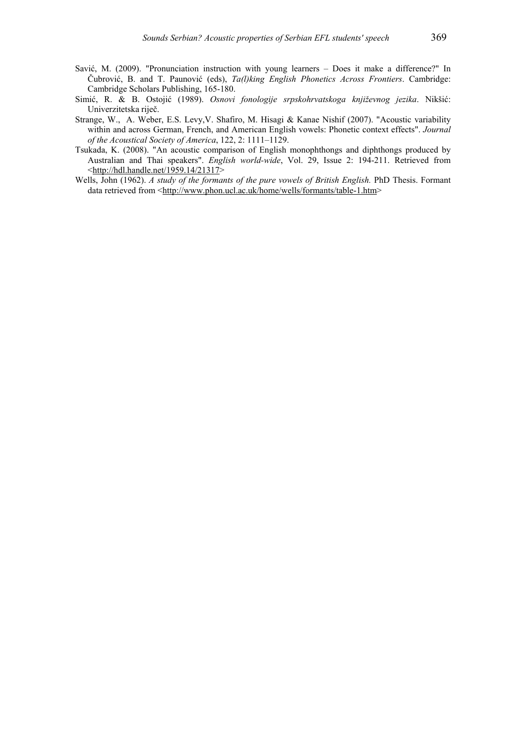Savić, M. (2009). "Pronunciation instruction with young learners – Does it make a difference?" In Čubrović, B. and T. Paunović (eds), *Ta(l)king English Phonetics Across Frontiers*. Cambridge: Cambridge Scholars Publishing, 165-180.

Simić, R. & B. Ostojić (1989). *Osnovi fonologije srpskohrvatskoga književnog jezika*. Nikšić: Univerzitetska riječ.

Strange, W., A. Weber, E.S. Levy,V. Shafiro, M. Hisagi & Kanae Nishif (2007). "Acoustic variability within and across German, French, and American English vowels: Phonetic context effects". *Journal of the Acoustical Society of America*, 122, 2: 1111–1129.

Tsukada, K. (2008). "An acoustic comparison of English monophthongs and diphthongs produced by Australian and Thai speakers". *English world-wide*, Vol. 29, Issue 2: 194-211. Retrieved from <http://hdl.handle.net/1959.14/21317>

Wells, John (1962). *A study of the formants of the pure vowels of British English.* PhD Thesis. Formant data retrieved from <http://www.phon.ucl.ac.uk/home/wells/formants/table-1.htm>